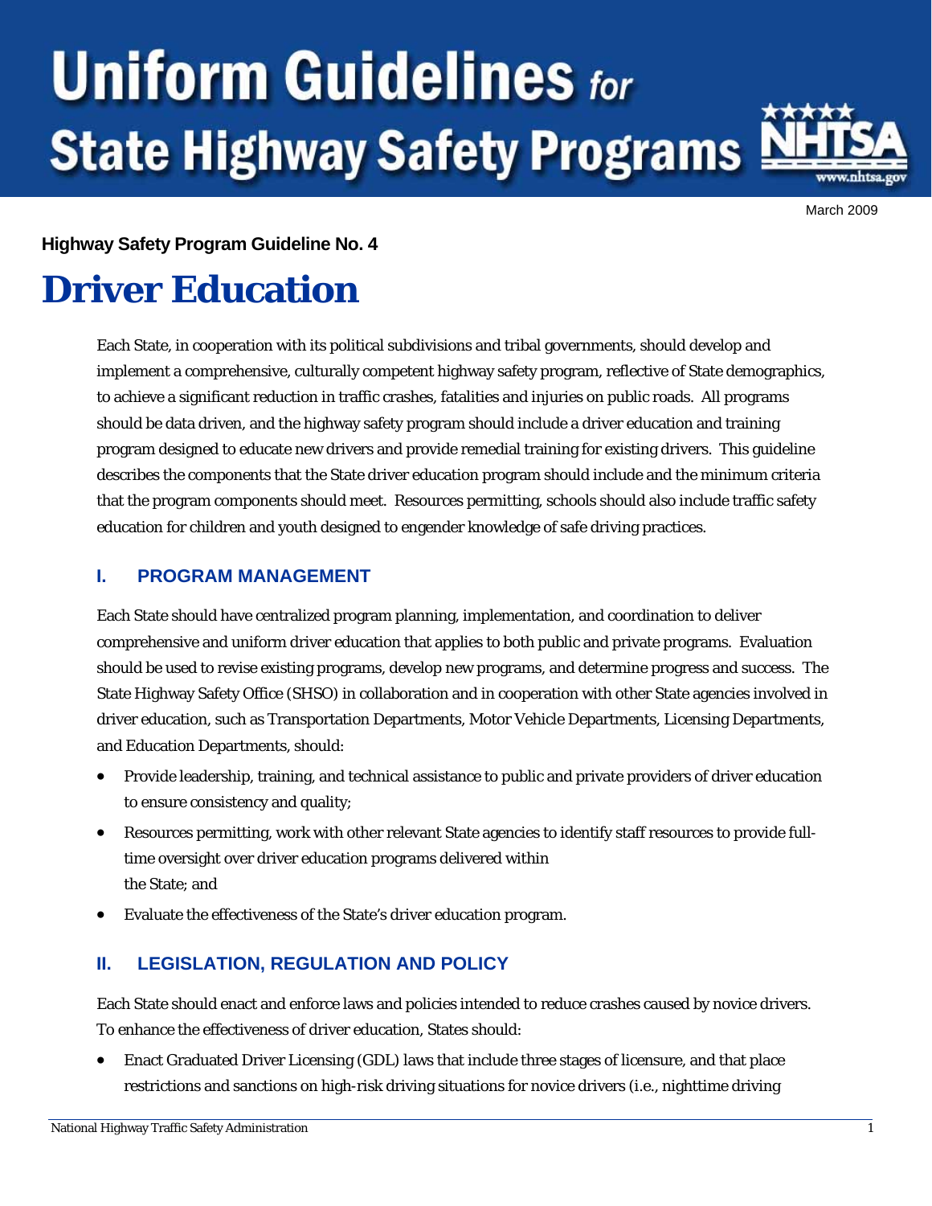# Uniform Guidelines for State Highway Safety Programs

March 2009

**Highway Safety Program Guideline No. 4**

# Driver Education

Each State, in cooperation with its political subdivisions and tribal governments, should develop and implement a comprehensive, culturally competent highway safety program, reflective of State demographics, to achieve a significant reduction in traffic crashes, fatalities and injuries on public roads. All programs should be data driven, and the highway safety program should include a driver education and training program designed to educate new drivers and provide remedial training for existing drivers. This guideline describes the components that the State driver education program should include and the minimum criteria that the program components should meet. Resources permitting, schools should also include traffic safety education for children and youth designed to engender knowledge of safe driving practices.

## I. PROGRAM MANAGEMENT

Each State should have centralized program planning, implementation, and coordination to deliver comprehensive and uniform driver education that applies to both public and private programs. Evaluation should be used to revise existing programs, develop new programs, and determine progress and success. The State Highway Safety Office (SHSO) in collaboration and in cooperation with other State agencies involved in driver education, such as Transportation Departments, Motor Vehicle Departments, Licensing Departments, and Education Departments, should:

- Provide leadership, training, and technical assistance to public and private providers of driver education to ensure consistency and quality;
- Resources permitting, work with other relevant State agencies to identify staff resources to provide full-time oversight over driver education programs delivered within the State; and
- Evaluate the effectiveness of the State's driver education program.

## II. LEGISLATION, REGULATION AND POLICY

Each State should enact and enforce laws and policies intended to reduce crashes caused by novice drivers. To enhance the effectiveness of driver education, States should:

- Enact Graduated Driver Licensing (GDL) laws that include three stages of licensure, and that place restrictions and sanctions on high-risk driving situations for novice drivers (i.e., nighttime driving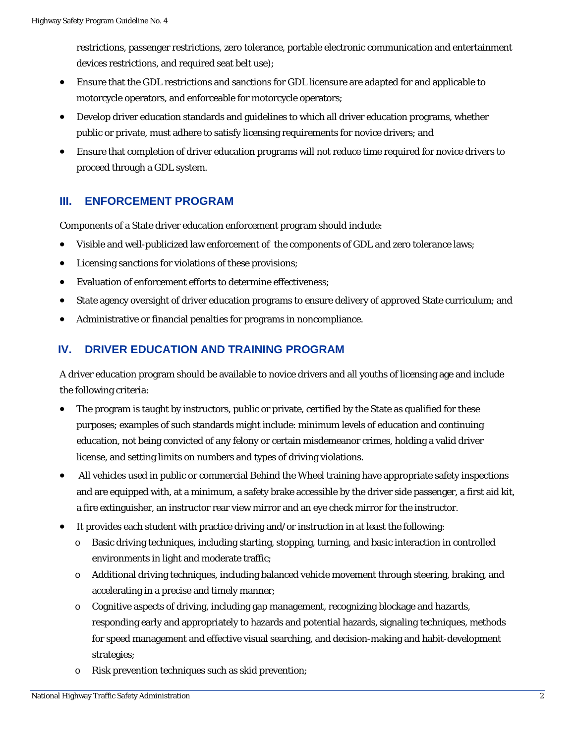restrictions, passenger restrictions, zero tolerance, portable electronic communication and entertainment devices restrictions, and required seat belt use);

- Ensure that the GDL restrictions and sanctions for GDL licensure are adapted for and applicable to motorcycle operators, and enforceable for motorcycle operators;
- Develop driver education standards and guidelines to which all driver education programs, whether public or private, must adhere to satisfy licensing requirements for novice drivers; and
- Ensure that completion of driver education programs will not reduce time required for novice drivers to proceed through a GDL system.

## III. ENFORCEMENT PROGRAM

Components of a State driver education enforcement program should include:

- Visible and well-publicized law enforcement of the components of GDL and zero tolerance laws;
- Licensing sanctions for violations of these provisions;
- Evaluation of enforcement efforts to determine effectiveness;
- State agency oversight of driver education programs to ensure delivery of approved State curriculum; and
- Administrative or financial penalties for programs in noncompliance.

## IV. DRIVER EDUCATION AND TRAINING PROGRAM

A driver education program should be available to novice drivers and all youths of licensing age and include the following criteria:

- The program is taught by instructors, public or private, certified by the State as qualified for these purposes; examples of such standards might include: minimum levels of education and continuing education, not being convicted of any felony or certain misdemeanor crimes, holding a valid driver license, and setting limits on numbers and types of driving violations.
- All vehicles used in public or commercial Behind the Wheel training have appropriate safety inspections and are equipped with, at a minimum, a safety brake accessible by the driver side passenger, a first aid kit, a fire extinguisher, an instructor rear view mirror and an eye check mirror for the instructor.
- It provides each student with practice driving and/or instruction in at least the following:
  - Basic driving techniques, including starting, stopping, turning, and basic interaction in controlled environments in light and moderate traffic;
  - Additional driving techniques, including balanced vehicle movement through steering, braking, and accelerating in a precise and timely manner;
  - Cognitive aspects of driving, including gap management, recognizing blockage and hazards, responding early and appropriately to hazards and potential hazards, signaling techniques, methods for speed management and effective visual searching, and decision-making and habit-development strategies;
  - Risk prevention techniques such as skid prevention;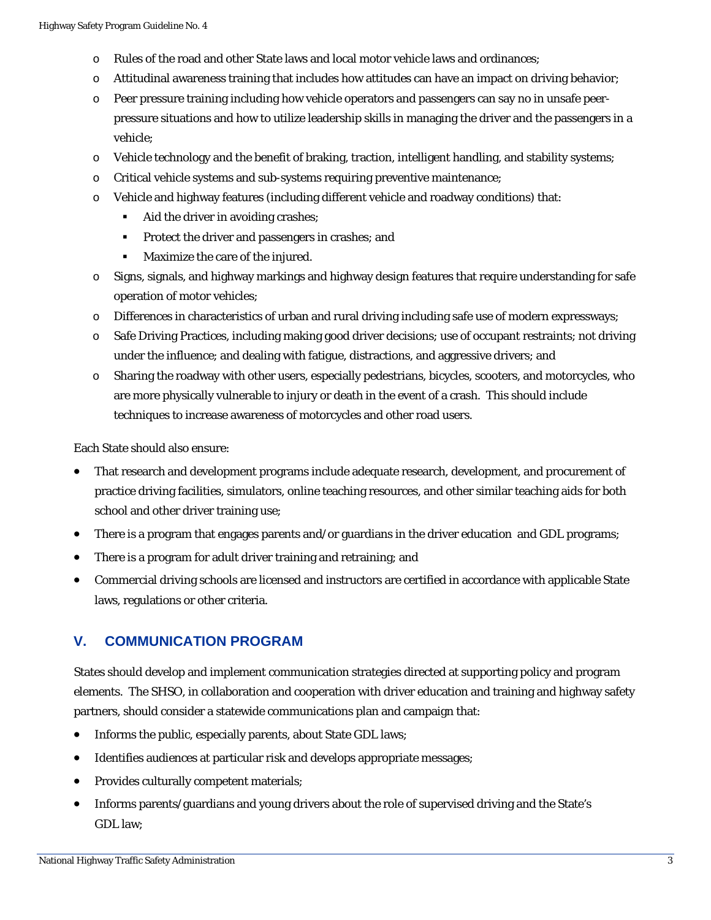- Rules of the road and other State laws and local motor vehicle laws and ordinances;
- Attitudinal awareness training that includes how attitudes can have an impact on driving behavior;
- Peer pressure training including how vehicle operators and passengers can say no in unsafe peer-pressure situations and how to utilize leadership skills in managing the driver and the passengers in a vehicle;
- Vehicle technology and the benefit of braking, traction, intelligent handling, and stability systems;
- Critical vehicle systems and sub-systems requiring preventive maintenance;
- Vehicle and highway features (including different vehicle and roadway conditions) that:
  - Aid the driver in avoiding crashes;
  - Protect the driver and passengers in crashes; and
  - Maximize the care of the injured.
- Signs, signals, and highway markings and highway design features that require understanding for safe operation of motor vehicles;
- Differences in characteristics of urban and rural driving including safe use of modern expressways;
- Safe Driving Practices, including making good driver decisions; use of occupant restraints; not driving under the influence; and dealing with fatigue, distractions, and aggressive drivers; and
- Sharing the roadway with other users, especially pedestrians, bicycles, scooters, and motorcycles, who are more physically vulnerable to injury or death in the event of a crash. This should include techniques to increase awareness of motorcycles and other road users.

Each State should also ensure:

- That research and development programs include adequate research, development, and procurement of practice driving facilities, simulators, online teaching resources, and other similar teaching aids for both school and other driver training use;
- There is a program that engages parents and/or guardians in the driver education and GDL programs;
- There is a program for adult driver training and retraining; and
- Commercial driving schools are licensed and instructors are certified in accordance with applicable State laws, regulations or other criteria.

## V. COMMUNICATION PROGRAM

States should develop and implement communication strategies directed at supporting policy and program elements. The SHSO, in collaboration and cooperation with driver education and training and highway safety partners, should consider a statewide communications plan and campaign that:

- Informs the public, especially parents, about State GDL laws;
- Identifies audiences at particular risk and develops appropriate messages;
- Provides culturally competent materials;
- Informs parents/guardians and young drivers about the role of supervised driving and the State's GDL law;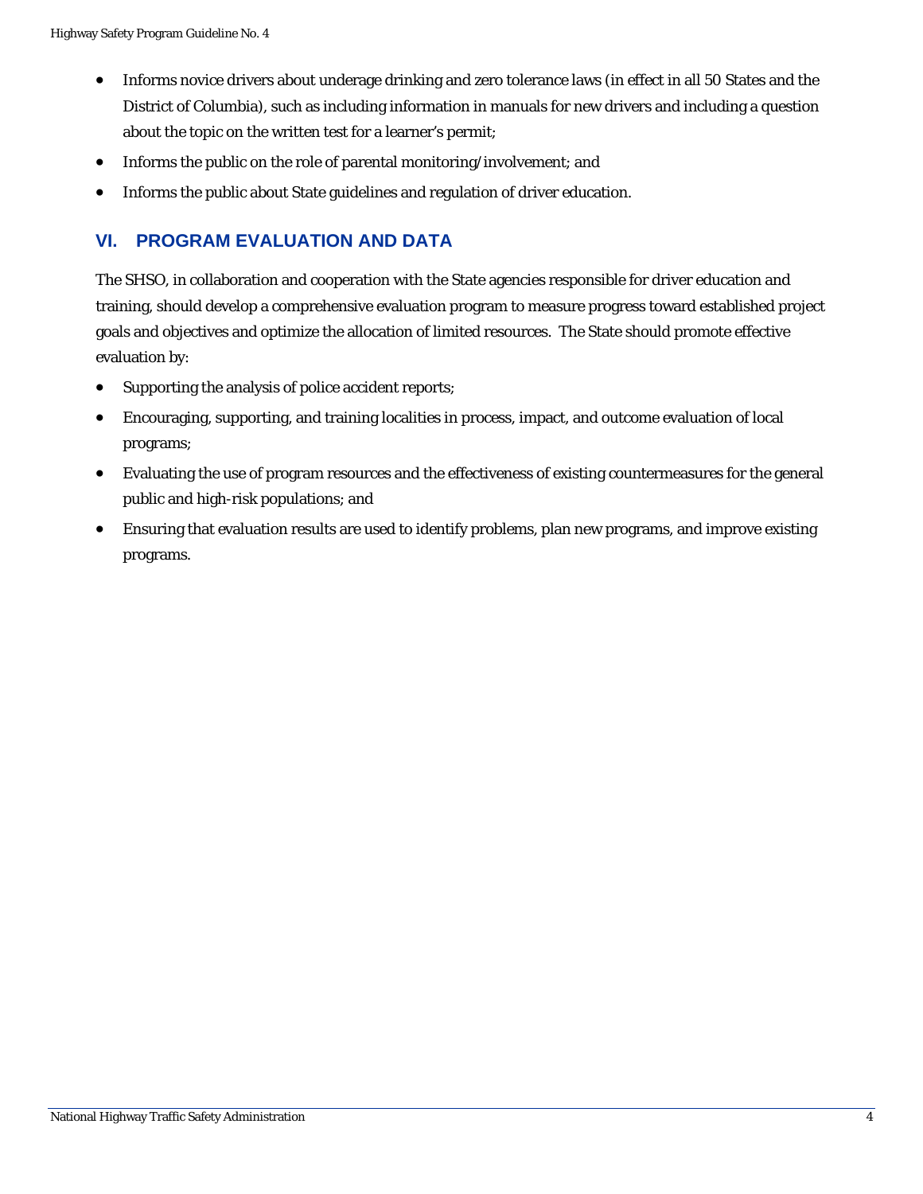- Informs novice drivers about underage drinking and zero tolerance laws (in effect in all 50 States and the District of Columbia), such as including information in manuals for new drivers and including a question about the topic on the written test for a learner's permit;
- Informs the public on the role of parental monitoring/involvement; and
- Informs the public about State guidelines and regulation of driver education.

## VI. PROGRAM EVALUATION AND DATA

The SHSO, in collaboration and cooperation with the State agencies responsible for driver education and training, should develop a comprehensive evaluation program to measure progress toward established project goals and objectives and optimize the allocation of limited resources. The State should promote effective evaluation by:

- Supporting the analysis of police accident reports;
- Encouraging, supporting, and training localities in process, impact, and outcome evaluation of local programs;
- Evaluating the use of program resources and the effectiveness of existing countermeasures for the general public and high-risk populations; and
- Ensuring that evaluation results are used to identify problems, plan new programs, and improve existing programs.